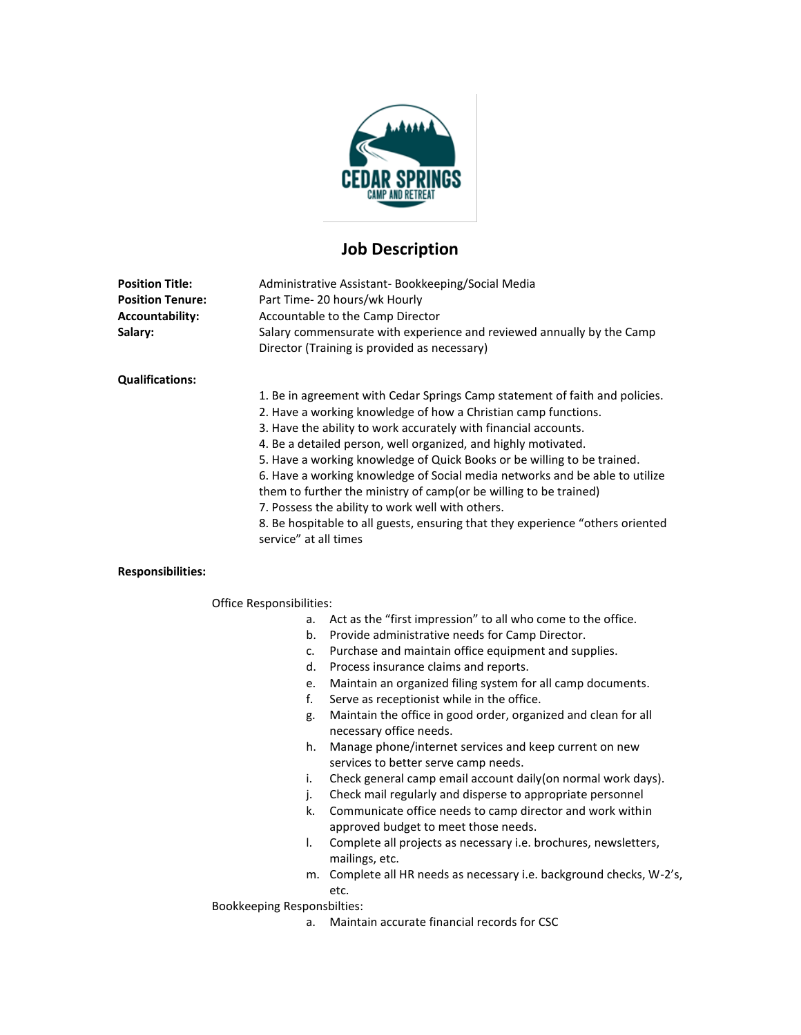CEDAR SPRINGS
CAMP AND RETREAT

# Job Description

**Position Title:** Administrative Assistant- Bookkeeping/Social Media
**Position Tenure:** Part Time- 20 hours/wk Hourly
**Accountability:** Accountable to the Camp Director
**Salary:** Salary commensurate with experience and reviewed annually by the Camp Director (Training is provided as necessary)

**Qualifications:**

1. Be in agreement with Cedar Springs Camp statement of faith and policies.
2. Have a working knowledge of how a Christian camp functions.
3. Have the ability to work accurately with financial accounts.
4. Be a detailed person, well organized, and highly motivated.
5. Have a working knowledge of Quick Books or be willing to be trained.
6. Have a working knowledge of Social media networks and be able to utilize them to further the ministry of camp(or be willing to be trained)
7. Possess the ability to work well with others.
8. Be hospitable to all guests, ensuring that they experience "others oriented service" at all times

**Responsibilities:**

Office Responsibilities:

a. Act as the "first impression" to all who come to the office.
b. Provide administrative needs for Camp Director.
c. Purchase and maintain office equipment and supplies.
d. Process insurance claims and reports.
e. Maintain an organized filing system for all camp documents.
f. Serve as receptionist while in the office.
g. Maintain the office in good order, organized and clean for all necessary office needs.
h. Manage phone/internet services and keep current on new services to better serve camp needs.
i. Check general camp email account daily(on normal work days).
j. Check mail regularly and disperse to appropriate personnel
k. Communicate office needs to camp director and work within approved budget to meet those needs.
l. Complete all projects as necessary i.e. brochures, newsletters, mailings, etc.
m. Complete all HR needs as necessary i.e. background checks, W-2's, etc.

Bookkeeping Responsbilties:

a. Maintain accurate financial records for CSC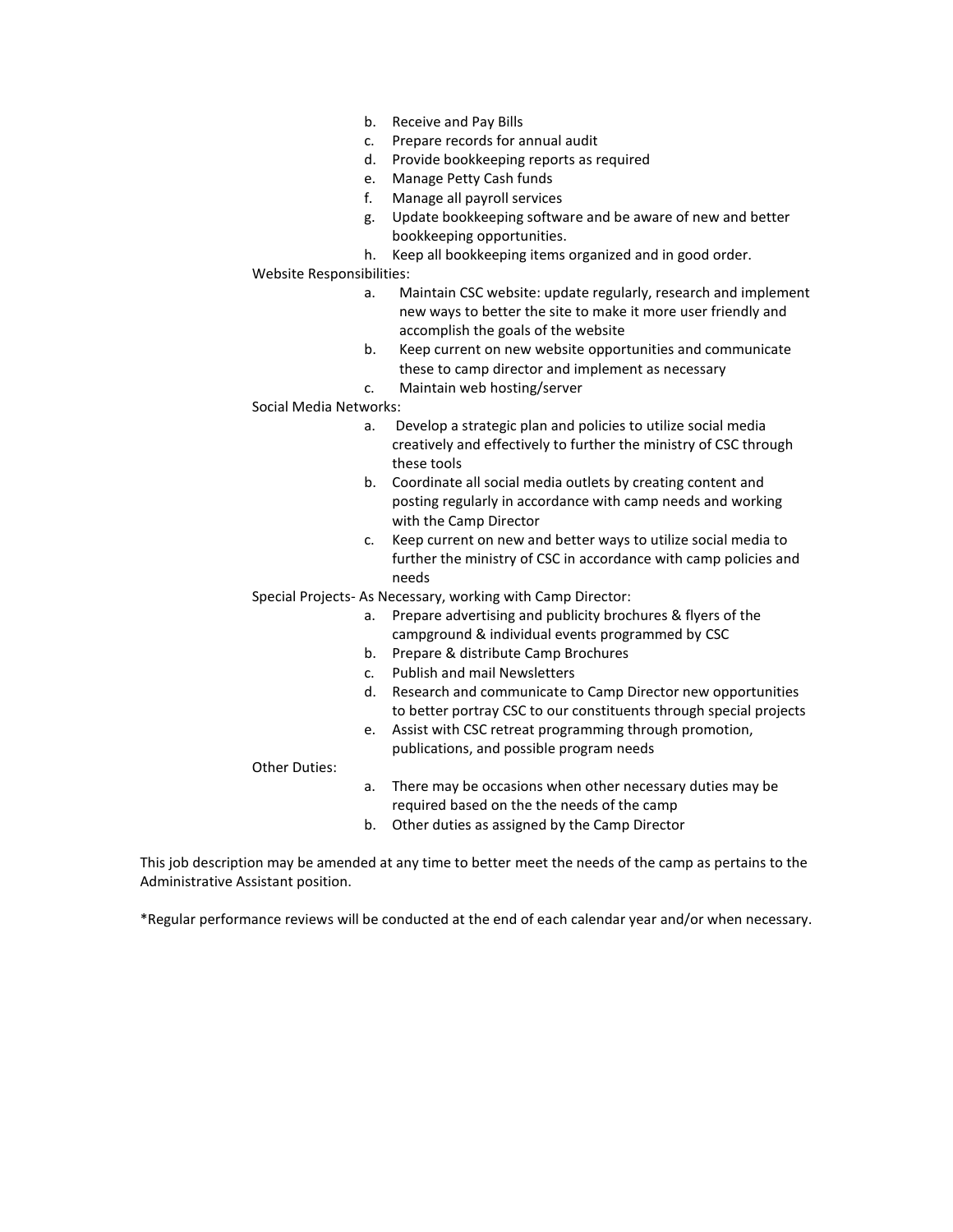b. Receive and Pay Bills
c. Prepare records for annual audit
d. Provide bookkeeping reports as required
e. Manage Petty Cash funds
f. Manage all payroll services
g. Update bookkeeping software and be aware of new and better bookkeeping opportunities.
h. Keep all bookkeeping items organized and in good order.

Website Responsibilities:

a. Maintain CSC website: update regularly, research and implement new ways to better the site to make it more user friendly and accomplish the goals of the website
b. Keep current on new website opportunities and communicate these to camp director and implement as necessary
c. Maintain web hosting/server

Social Media Networks:

a. Develop a strategic plan and policies to utilize social media creatively and effectively to further the ministry of CSC through these tools
b. Coordinate all social media outlets by creating content and posting regularly in accordance with camp needs and working with the Camp Director
c. Keep current on new and better ways to utilize social media to further the ministry of CSC in accordance with camp policies and needs

Special Projects- As Necessary, working with Camp Director:

a. Prepare advertising and publicity brochures & flyers of the campground & individual events programmed by CSC
b. Prepare & distribute Camp Brochures
c. Publish and mail Newsletters
d. Research and communicate to Camp Director new opportunities to better portray CSC to our constituents through special projects
e. Assist with CSC retreat programming through promotion, publications, and possible program needs

Other Duties:

a. There may be occasions when other necessary duties may be required based on the the needs of the camp
b. Other duties as assigned by the Camp Director

This job description may be amended at any time to better meet the needs of the camp as pertains to the Administrative Assistant position.

*Regular performance reviews will be conducted at the end of each calendar year and/or when necessary.